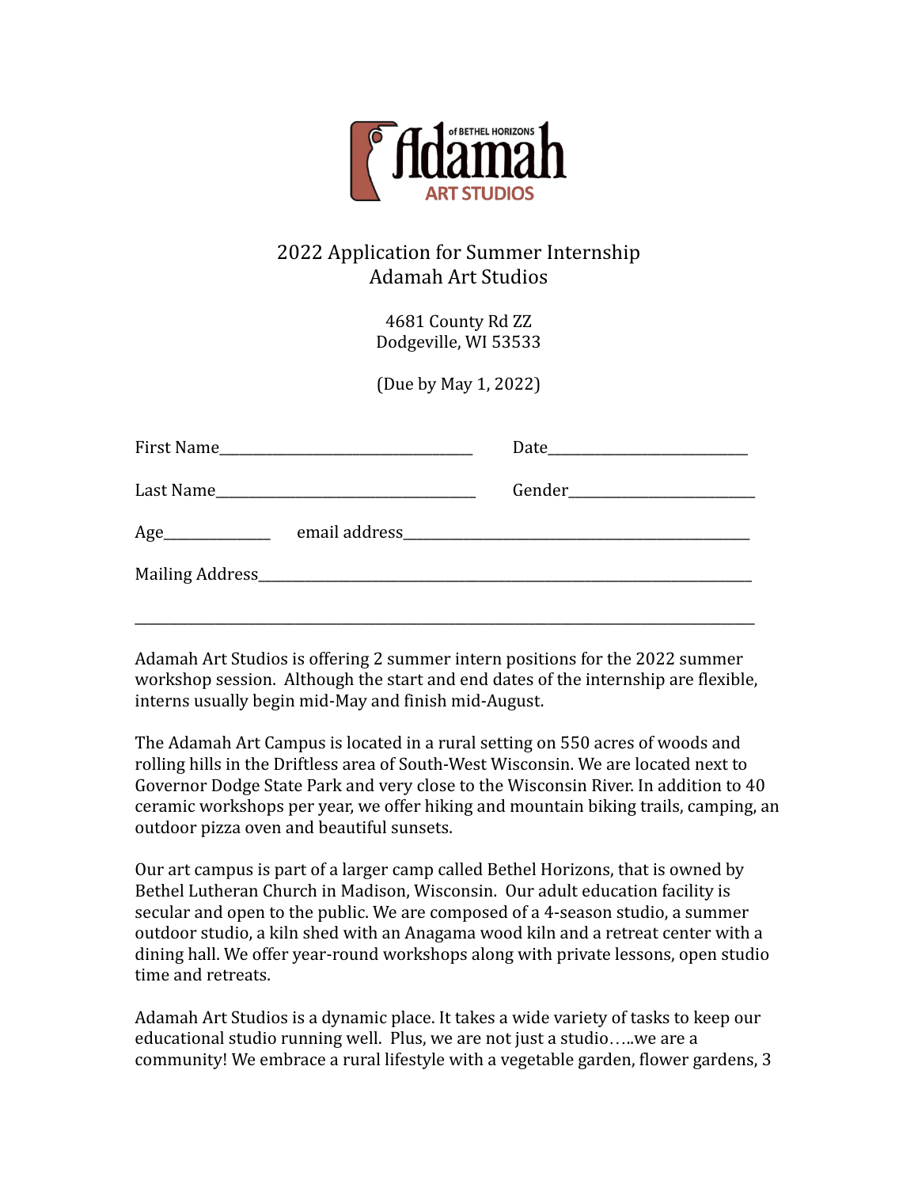Adamah of BETHEL HORIZONS ART STUDIOS

# 2022 Application for Summer Internship
# Adamah Art Studios

4681 County Rd ZZ
Dodgeville, WI 53533

(Due by May 1, 2022)

First Name_________________________________ Date___________________________

Last Name__________________________________ Gender_________________________

Age______________ email address_______________________________________________

Mailing Address_________________________________________________________________

_____________________________________________________________________________

Adamah Art Studios is offering 2 summer intern positions for the 2022 summer workshop session. Although the start and end dates of the internship are flexible, interns usually begin mid-May and finish mid-August.

The Adamah Art Campus is located in a rural setting on 550 acres of woods and rolling hills in the Driftless area of South-West Wisconsin. We are located next to Governor Dodge State Park and very close to the Wisconsin River. In addition to 40 ceramic workshops per year, we offer hiking and mountain biking trails, camping, an outdoor pizza oven and beautiful sunsets.

Our art campus is part of a larger camp called Bethel Horizons, that is owned by Bethel Lutheran Church in Madison, Wisconsin. Our adult education facility is secular and open to the public. We are composed of a 4-season studio, a summer outdoor studio, a kiln shed with an Anagama wood kiln and a retreat center with a dining hall. We offer year-round workshops along with private lessons, open studio time and retreats.

Adamah Art Studios is a dynamic place. It takes a wide variety of tasks to keep our educational studio running well. Plus, we are not just a studio…..we are a community! We embrace a rural lifestyle with a vegetable garden, flower gardens, 3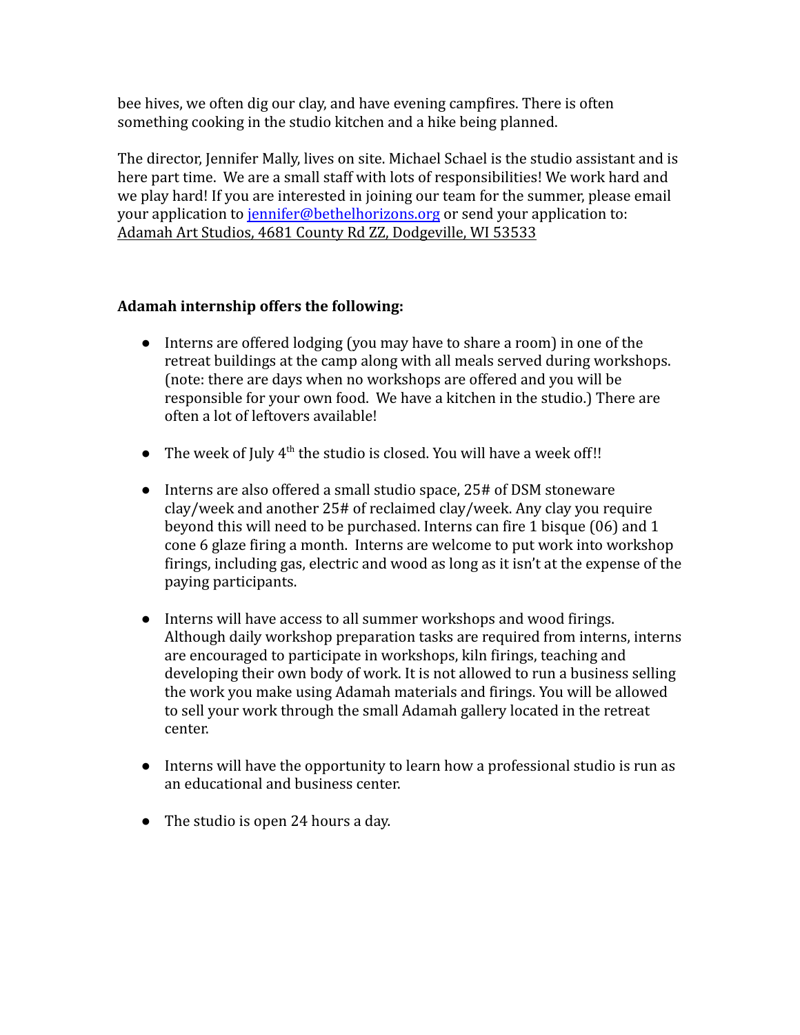bee hives, we often dig our clay, and have evening campfires. There is often something cooking in the studio kitchen and a hike being planned.

The director, Jennifer Mally, lives on site. Michael Schael is the studio assistant and is here part time. We are a small staff with lots of responsibilities! We work hard and we play hard! If you are interested in joining our team for the summer, please email your application to jennifer@bethelhorizons.org or send your application to: Adamah Art Studios, 4681 County Rd ZZ, Dodgeville, WI 53533

**Adamah internship offers the following:**

- Interns are offered lodging (you may have to share a room) in one of the retreat buildings at the camp along with all meals served during workshops. (note: there are days when no workshops are offered and you will be responsible for your own food. We have a kitchen in the studio.) There are often a lot of leftovers available!

- The week of July 4th the studio is closed. You will have a week off!!

- Interns are also offered a small studio space, 25# of DSM stoneware clay/week and another 25# of reclaimed clay/week. Any clay you require beyond this will need to be purchased. Interns can fire 1 bisque (06) and 1 cone 6 glaze firing a month. Interns are welcome to put work into workshop firings, including gas, electric and wood as long as it isn't at the expense of the paying participants.

- Interns will have access to all summer workshops and wood firings. Although daily workshop preparation tasks are required from interns, interns are encouraged to participate in workshops, kiln firings, teaching and developing their own body of work. It is not allowed to run a business selling the work you make using Adamah materials and firings. You will be allowed to sell your work through the small Adamah gallery located in the retreat center.

- Interns will have the opportunity to learn how a professional studio is run as an educational and business center.

- The studio is open 24 hours a day.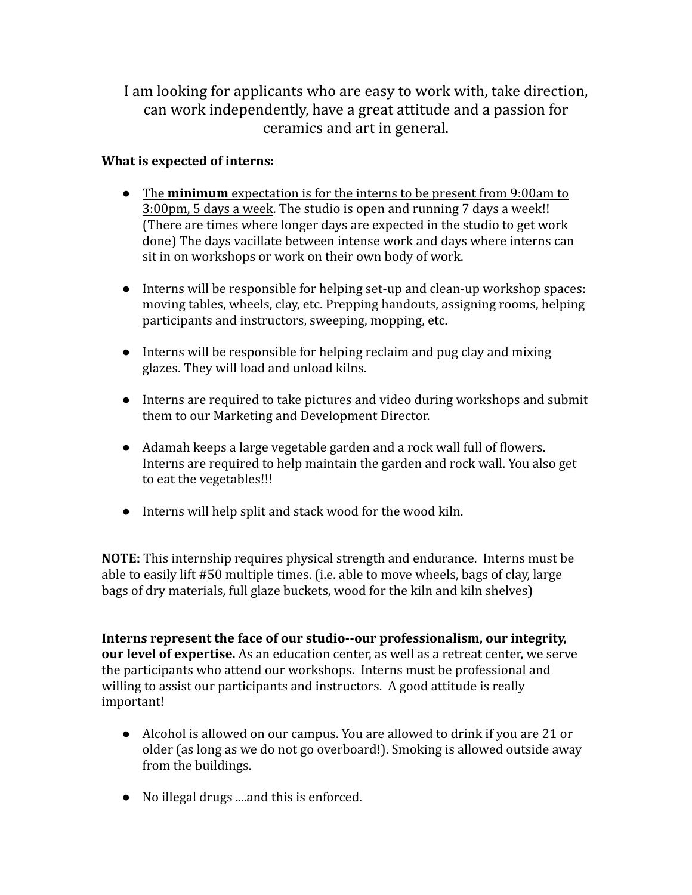I am looking for applicants who are easy to work with, take direction, can work independently, have a great attitude and a passion for ceramics and art in general.

**What is expected of interns:**

- <u>The **minimum** expectation is for the interns to be present from 9:00am to 3:00pm, 5 days a week</u>. The studio is open and running 7 days a week!! (There are times where longer days are expected in the studio to get work done) The days vacillate between intense work and days where interns can sit in on workshops or work on their own body of work.

- Interns will be responsible for helping set-up and clean-up workshop spaces: moving tables, wheels, clay, etc. Prepping handouts, assigning rooms, helping participants and instructors, sweeping, mopping, etc.

- Interns will be responsible for helping reclaim and pug clay and mixing glazes. They will load and unload kilns.

- Interns are required to take pictures and video during workshops and submit them to our Marketing and Development Director.

- Adamah keeps a large vegetable garden and a rock wall full of flowers. Interns are required to help maintain the garden and rock wall. You also get to eat the vegetables!!!

- Interns will help split and stack wood for the wood kiln.

**NOTE:** This internship requires physical strength and endurance. Interns must be able to easily lift #50 multiple times. (i.e. able to move wheels, bags of clay, large bags of dry materials, full glaze buckets, wood for the kiln and kiln shelves)

**Interns represent the face of our studio--our professionalism, our integrity, our level of expertise.** As an education center, as well as a retreat center, we serve the participants who attend our workshops. Interns must be professional and willing to assist our participants and instructors. A good attitude is really important!

- Alcohol is allowed on our campus. You are allowed to drink if you are 21 or older (as long as we do not go overboard!). Smoking is allowed outside away from the buildings.

- No illegal drugs ....and this is enforced.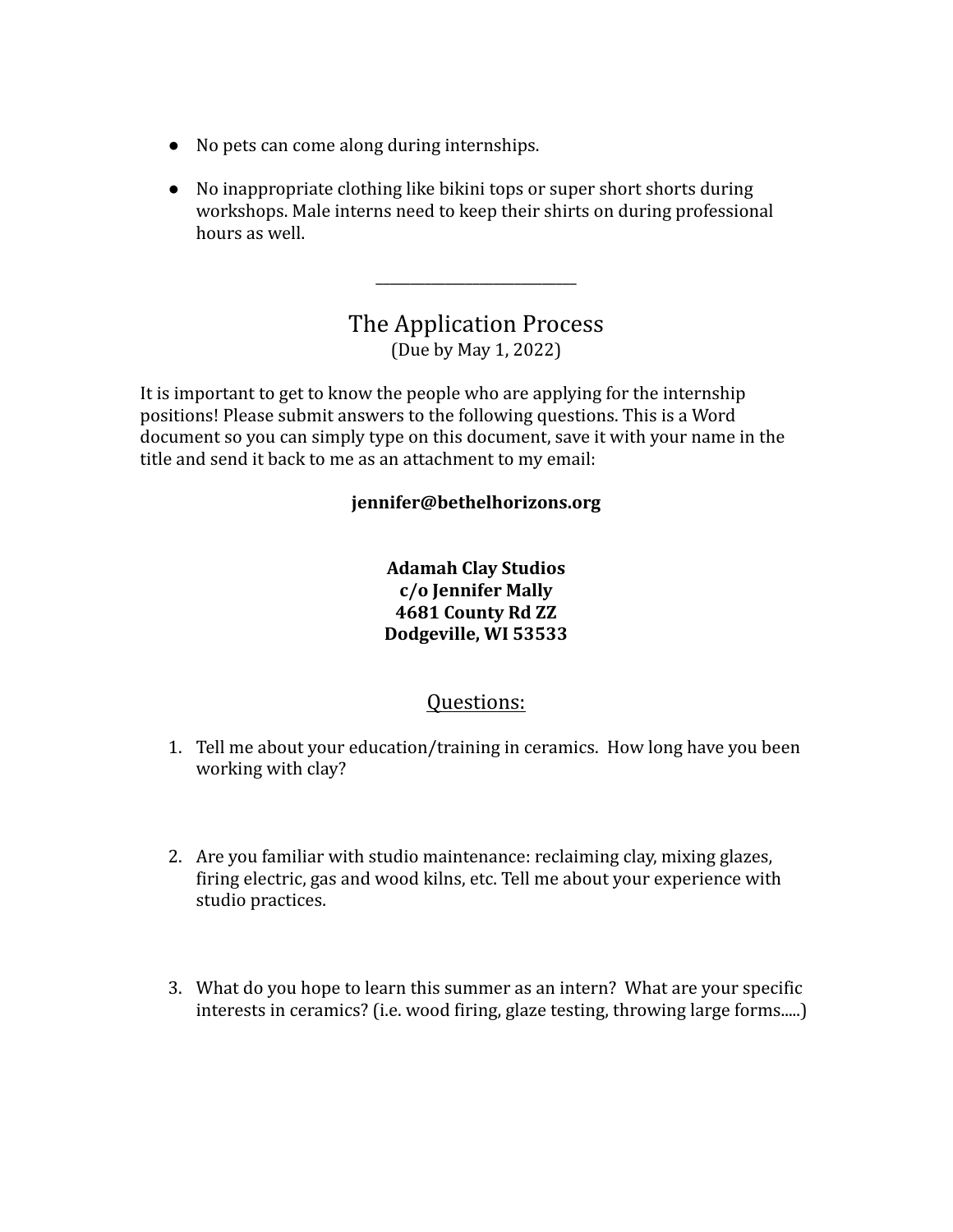- No pets can come along during internships.

- No inappropriate clothing like bikini tops or super short shorts during workshops. Male interns need to keep their shirts on during professional hours as well.

---

## The Application Process

(Due by May 1, 2022)

It is important to get to know the people who are applying for the internship positions! Please submit answers to the following questions. This is a Word document so you can simply type on this document, save it with your name in the title and send it back to me as an attachment to my email:

**jennifer@bethelhorizons.org**

**Adamah Clay Studios**
**c/o Jennifer Mally**
**4681 County Rd ZZ**
**Dodgeville, WI 53533**

## Questions:

1. Tell me about your education/training in ceramics. How long have you been working with clay?

2. Are you familiar with studio maintenance: reclaiming clay, mixing glazes, firing electric, gas and wood kilns, etc. Tell me about your experience with studio practices.

3. What do you hope to learn this summer as an intern? What are your specific interests in ceramics? (i.e. wood firing, glaze testing, throwing large forms.....)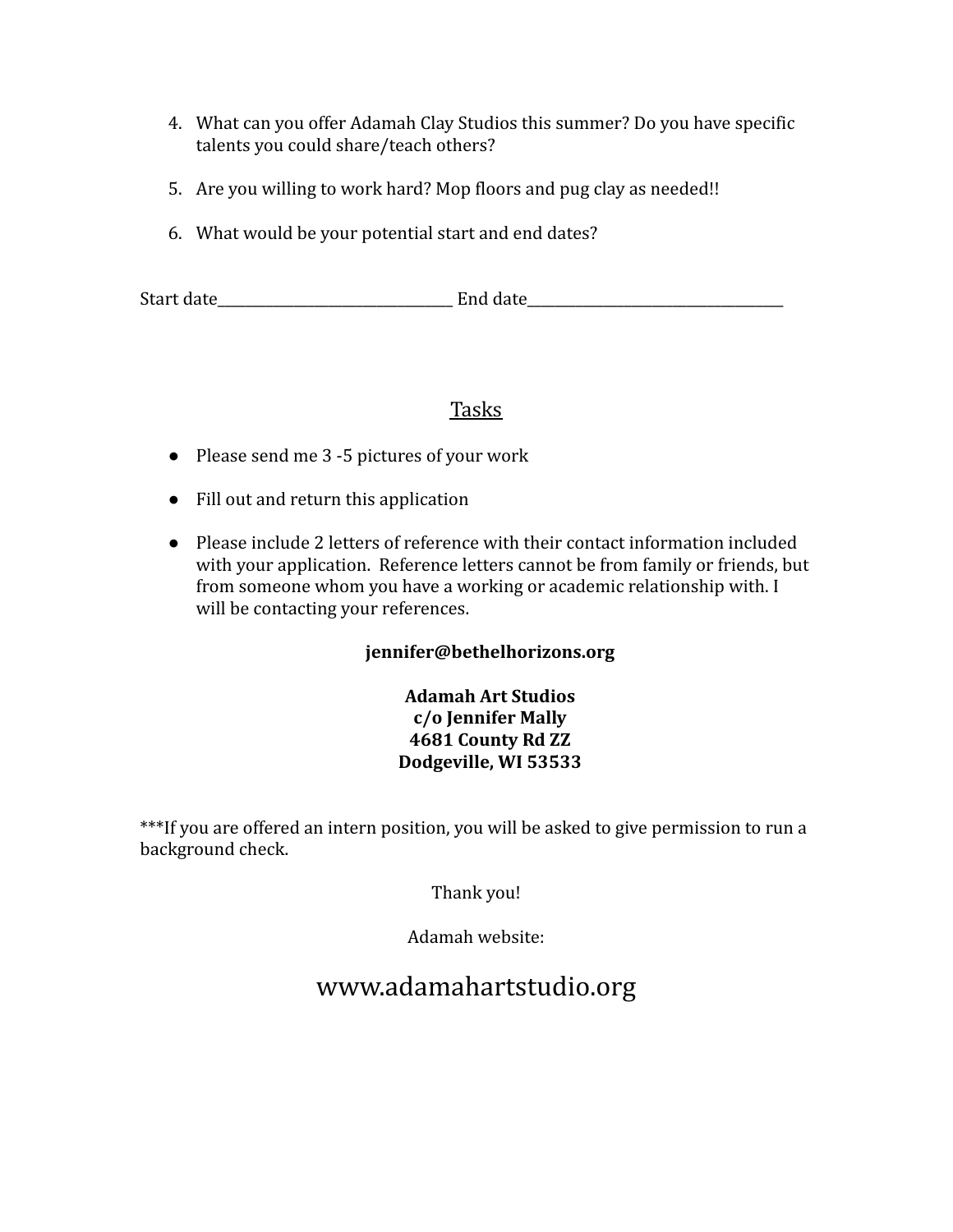4. What can you offer Adamah Clay Studios this summer? Do you have specific talents you could share/teach others?

5. Are you willing to work hard? Mop floors and pug clay as needed!!

6. What would be your potential start and end dates?

Start date_______________________________ End date__________________________________

## Tasks

- Please send me 3 -5 pictures of your work
- Fill out and return this application
- Please include 2 letters of reference with their contact information included with your application. Reference letters cannot be from family or friends, but from someone whom you have a working or academic relationship with. I will be contacting your references.

**jennifer@bethelhorizons.org**

**Adamah Art Studios**
**c/o Jennifer Mally**
**4681 County Rd ZZ**
**Dodgeville, WI 53533**

***If you are offered an intern position, you will be asked to give permission to run a background check.

Thank you!

Adamah website:

www.adamahartstudio.org